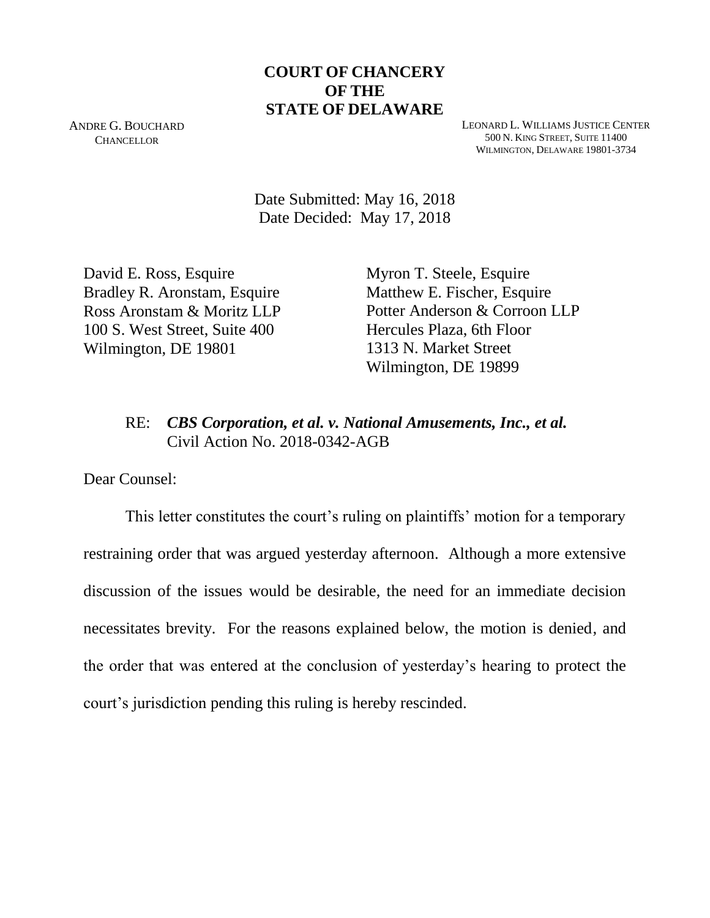**COURT OF CHANCERY**
**OF THE**
**STATE OF DELAWARE**

ANDRE G. BOUCHARD
CHANCELLOR

LEONARD L. WILLIAMS JUSTICE CENTER
500 N. KING STREET, SUITE 11400
WILMINGTON, DELAWARE 19801-3734

Date Submitted: May 16, 2018
Date Decided: May 17, 2018

David E. Ross, Esquire
Bradley R. Aronstam, Esquire
Ross Aronstam & Moritz LLP
100 S. West Street, Suite 400
Wilmington, DE 19801

Myron T. Steele, Esquire
Matthew E. Fischer, Esquire
Potter Anderson & Corroon LLP
Hercules Plaza, 6th Floor
1313 N. Market Street
Wilmington, DE 19899

RE: ***CBS Corporation, et al. v. National Amusements, Inc., et al.***
Civil Action No. 2018-0342-AGB

Dear Counsel:

This letter constitutes the court's ruling on plaintiffs' motion for a temporary restraining order that was argued yesterday afternoon. Although a more extensive discussion of the issues would be desirable, the need for an immediate decision necessitates brevity. For the reasons explained below, the motion is denied, and the order that was entered at the conclusion of yesterday's hearing to protect the court's jurisdiction pending this ruling is hereby rescinded.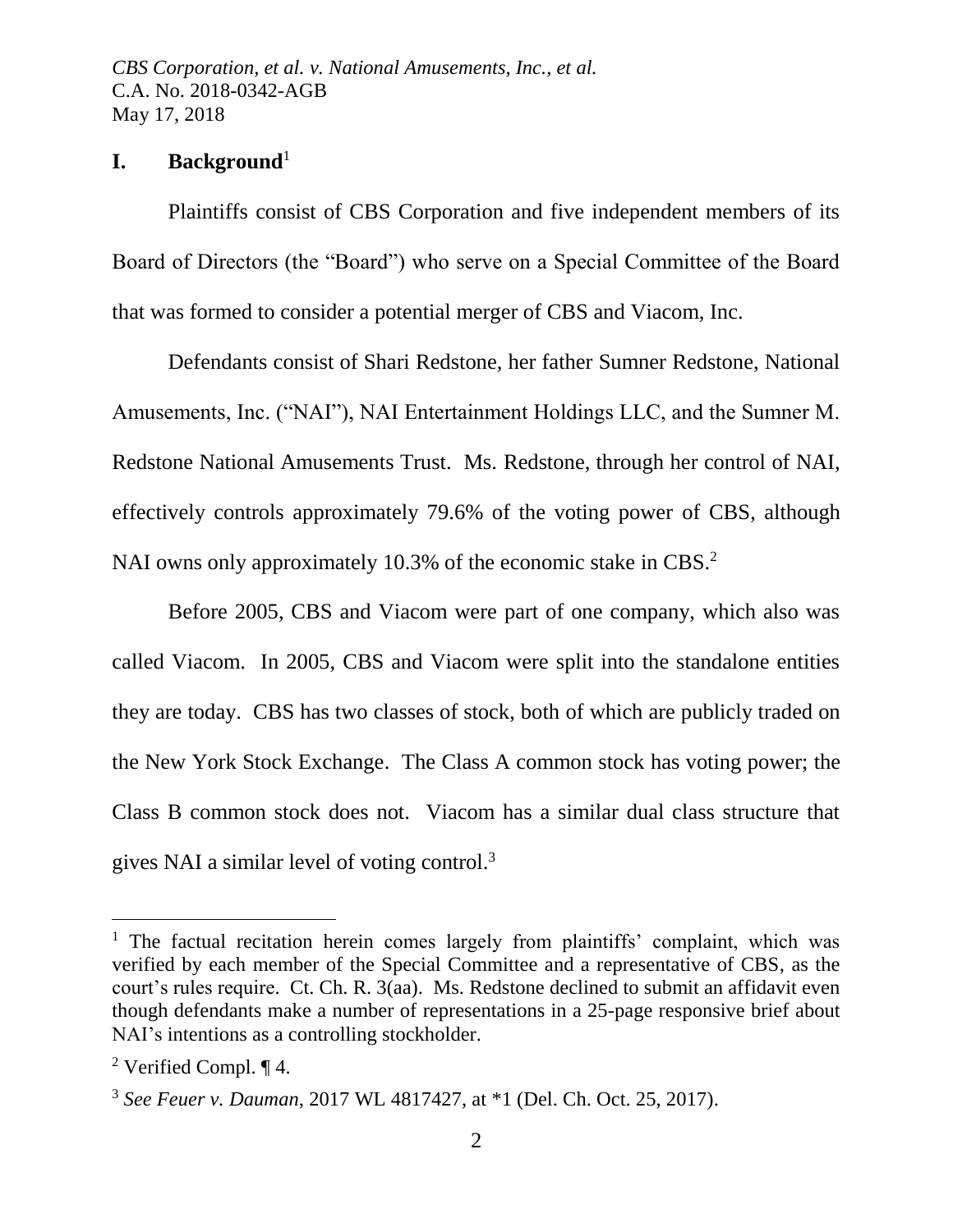## I. Background[1]

Plaintiffs consist of CBS Corporation and five independent members of its Board of Directors (the "Board") who serve on a Special Committee of the Board that was formed to consider a potential merger of CBS and Viacom, Inc.

Defendants consist of Shari Redstone, her father Sumner Redstone, National Amusements, Inc. ("NAI"), NAI Entertainment Holdings LLC, and the Sumner M. Redstone National Amusements Trust. Ms. Redstone, through her control of NAI, effectively controls approximately 79.6% of the voting power of CBS, although NAI owns only approximately 10.3% of the economic stake in CBS.[2]

Before 2005, CBS and Viacom were part of one company, which also was called Viacom. In 2005, CBS and Viacom were split into the standalone entities they are today. CBS has two classes of stock, both of which are publicly traded on the New York Stock Exchange. The Class A common stock has voting power; the Class B common stock does not. Viacom has a similar dual class structure that gives NAI a similar level of voting control.[3]

---

[1] The factual recitation herein comes largely from plaintiffs' complaint, which was verified by each member of the Special Committee and a representative of CBS, as the court's rules require. Ct. Ch. R. 3(aa). Ms. Redstone declined to submit an affidavit even though defendants make a number of representations in a 25-page responsive brief about NAI's intentions as a controlling stockholder.

[2] Verified Compl. ¶ 4.

[3] *See Feuer v. Dauman*, 2017 WL 4817427, at *1 (Del. Ch. Oct. 25, 2017).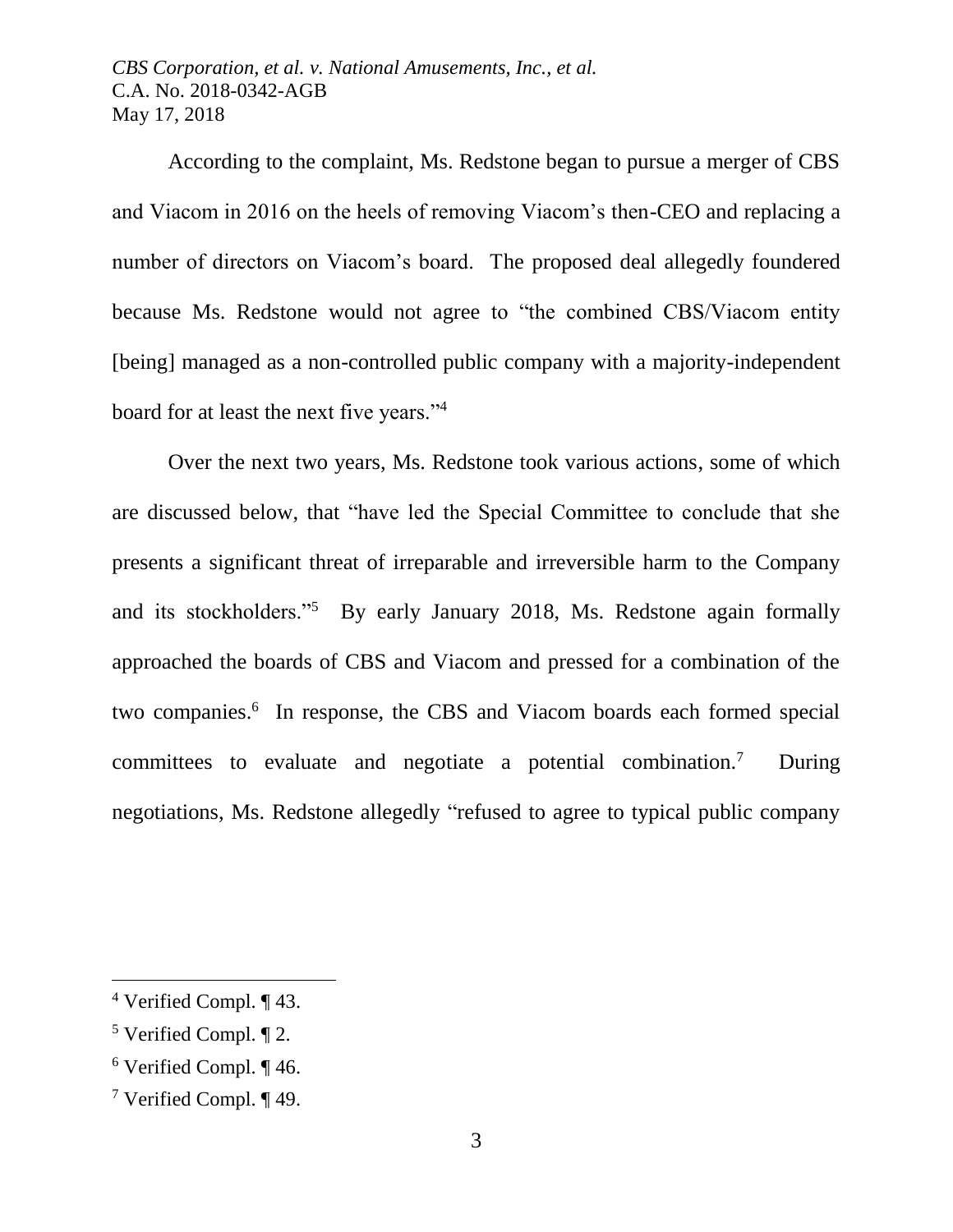According to the complaint, Ms. Redstone began to pursue a merger of CBS and Viacom in 2016 on the heels of removing Viacom's then-CEO and replacing a number of directors on Viacom's board. The proposed deal allegedly foundered because Ms. Redstone would not agree to "the combined CBS/Viacom entity [being] managed as a non-controlled public company with a majority-independent board for at least the next five years."[4]

Over the next two years, Ms. Redstone took various actions, some of which are discussed below, that "have led the Special Committee to conclude that she presents a significant threat of irreparable and irreversible harm to the Company and its stockholders."[5] By early January 2018, Ms. Redstone again formally approached the boards of CBS and Viacom and pressed for a combination of the two companies.[6] In response, the CBS and Viacom boards each formed special committees to evaluate and negotiate a potential combination.[7] During negotiations, Ms. Redstone allegedly "refused to agree to typical public company

---

[4] Verified Compl. ¶ 43.

[5] Verified Compl. ¶ 2.

[6] Verified Compl. ¶ 46.

[7] Verified Compl. ¶ 49.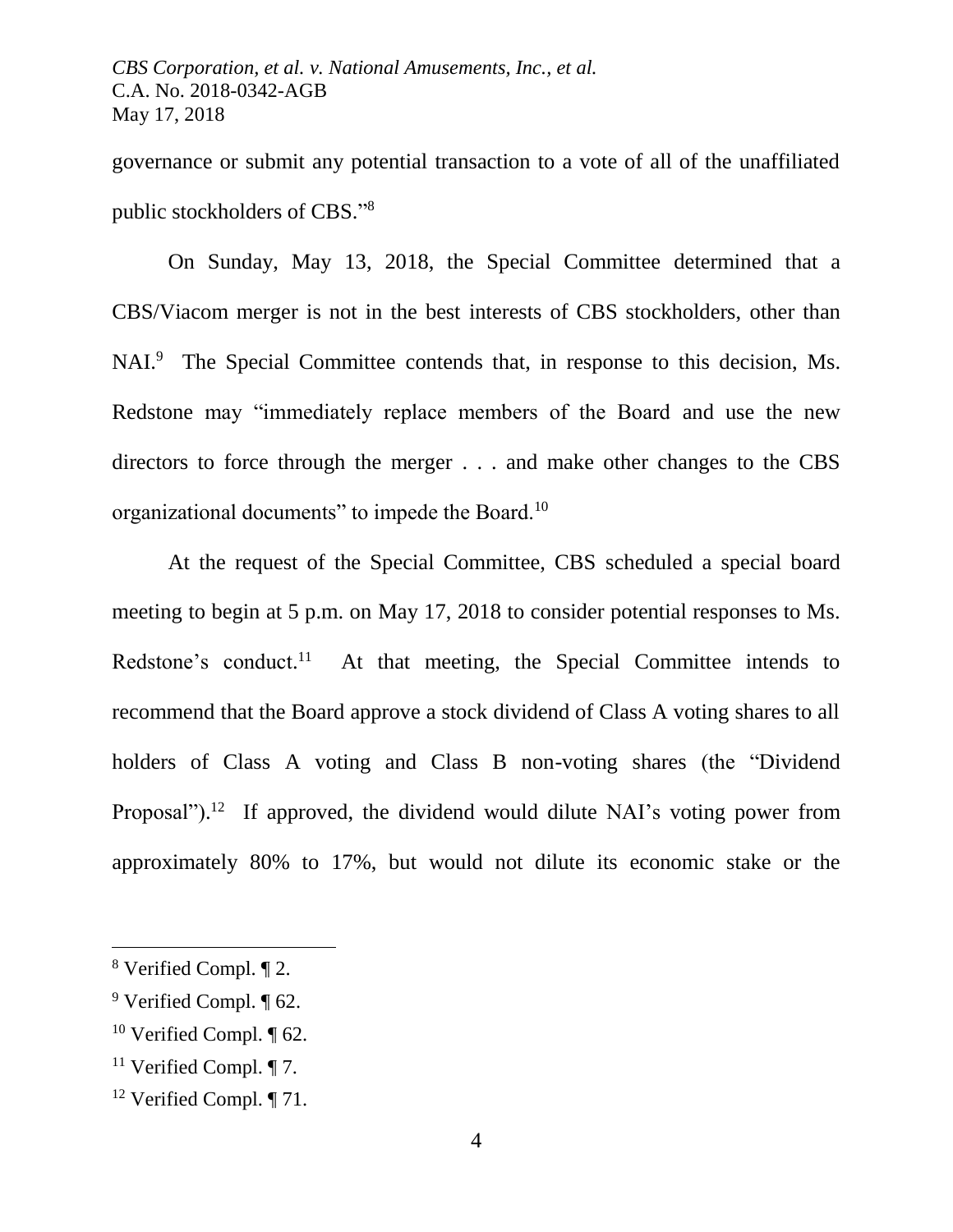governance or submit any potential transaction to a vote of all of the unaffiliated public stockholders of CBS."[8]

On Sunday, May 13, 2018, the Special Committee determined that a CBS/Viacom merger is not in the best interests of CBS stockholders, other than NAI.[9] The Special Committee contends that, in response to this decision, Ms. Redstone may "immediately replace members of the Board and use the new directors to force through the merger . . . and make other changes to the CBS organizational documents" to impede the Board.[10]

At the request of the Special Committee, CBS scheduled a special board meeting to begin at 5 p.m. on May 17, 2018 to consider potential responses to Ms. Redstone's conduct.[11] At that meeting, the Special Committee intends to recommend that the Board approve a stock dividend of Class A voting shares to all holders of Class A voting and Class B non-voting shares (the "Dividend Proposal").[12] If approved, the dividend would dilute NAI's voting power from approximately 80% to 17%, but would not dilute its economic stake or the

---

[8] Verified Compl. ¶ 2.

[9] Verified Compl. ¶ 62.

[10] Verified Compl. ¶ 62.

[11] Verified Compl. ¶ 7.

[12] Verified Compl. ¶ 71.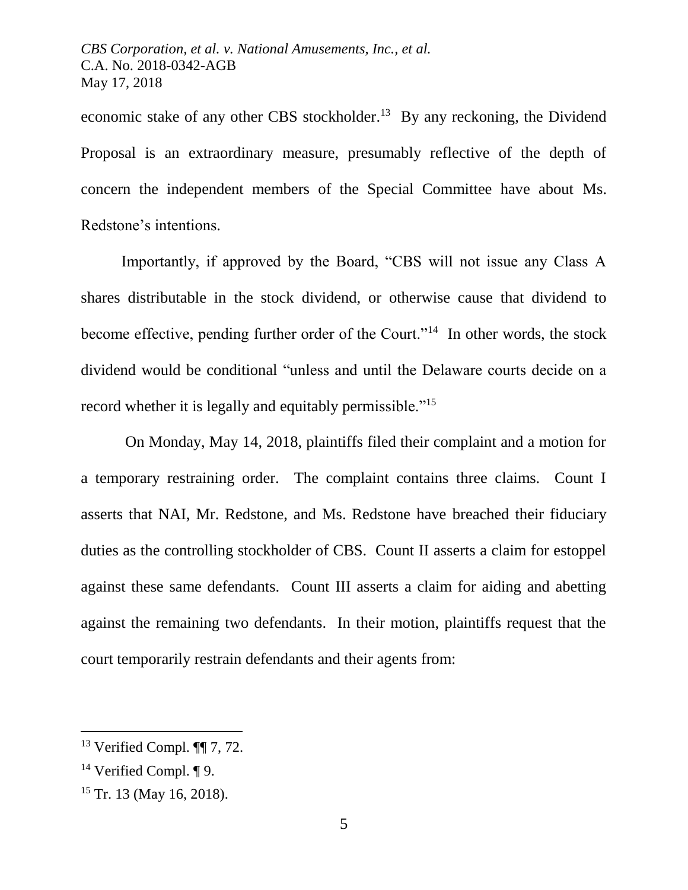economic stake of any other CBS stockholder.[13] By any reckoning, the Dividend Proposal is an extraordinary measure, presumably reflective of the depth of concern the independent members of the Special Committee have about Ms. Redstone's intentions.

Importantly, if approved by the Board, "CBS will not issue any Class A shares distributable in the stock dividend, or otherwise cause that dividend to become effective, pending further order of the Court."[14] In other words, the stock dividend would be conditional "unless and until the Delaware courts decide on a record whether it is legally and equitably permissible."[15]

On Monday, May 14, 2018, plaintiffs filed their complaint and a motion for a temporary restraining order. The complaint contains three claims. Count I asserts that NAI, Mr. Redstone, and Ms. Redstone have breached their fiduciary duties as the controlling stockholder of CBS. Count II asserts a claim for estoppel against these same defendants. Count III asserts a claim for aiding and abetting against the remaining two defendants. In their motion, plaintiffs request that the court temporarily restrain defendants and their agents from:

---

[13] Verified Compl. ¶¶ 7, 72.

[14] Verified Compl. ¶ 9.

[15] Tr. 13 (May 16, 2018).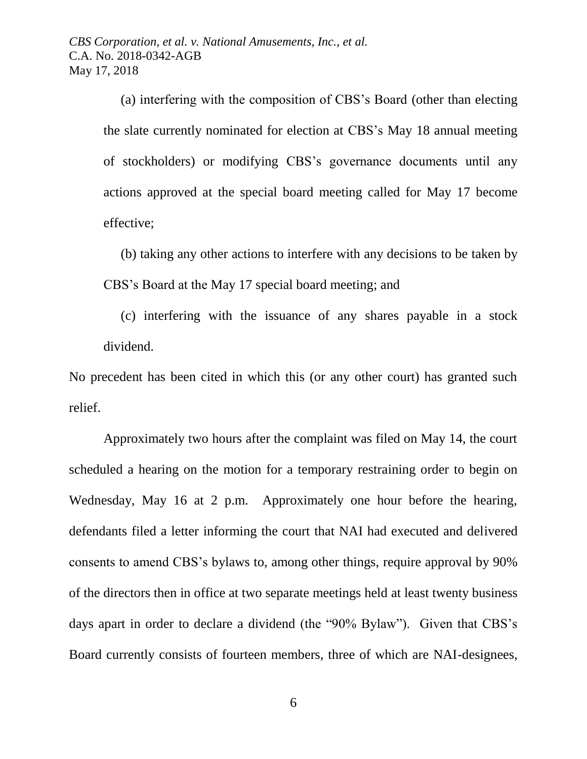(a) interfering with the composition of CBS's Board (other than electing the slate currently nominated for election at CBS's May 18 annual meeting of stockholders) or modifying CBS's governance documents until any actions approved at the special board meeting called for May 17 become effective;

(b) taking any other actions to interfere with any decisions to be taken by CBS's Board at the May 17 special board meeting; and

(c) interfering with the issuance of any shares payable in a stock dividend.

No precedent has been cited in which this (or any other court) has granted such relief.

Approximately two hours after the complaint was filed on May 14, the court scheduled a hearing on the motion for a temporary restraining order to begin on Wednesday, May 16 at 2 p.m. Approximately one hour before the hearing, defendants filed a letter informing the court that NAI had executed and delivered consents to amend CBS's bylaws to, among other things, require approval by 90% of the directors then in office at two separate meetings held at least twenty business days apart in order to declare a dividend (the "90% Bylaw"). Given that CBS's Board currently consists of fourteen members, three of which are NAI-designees,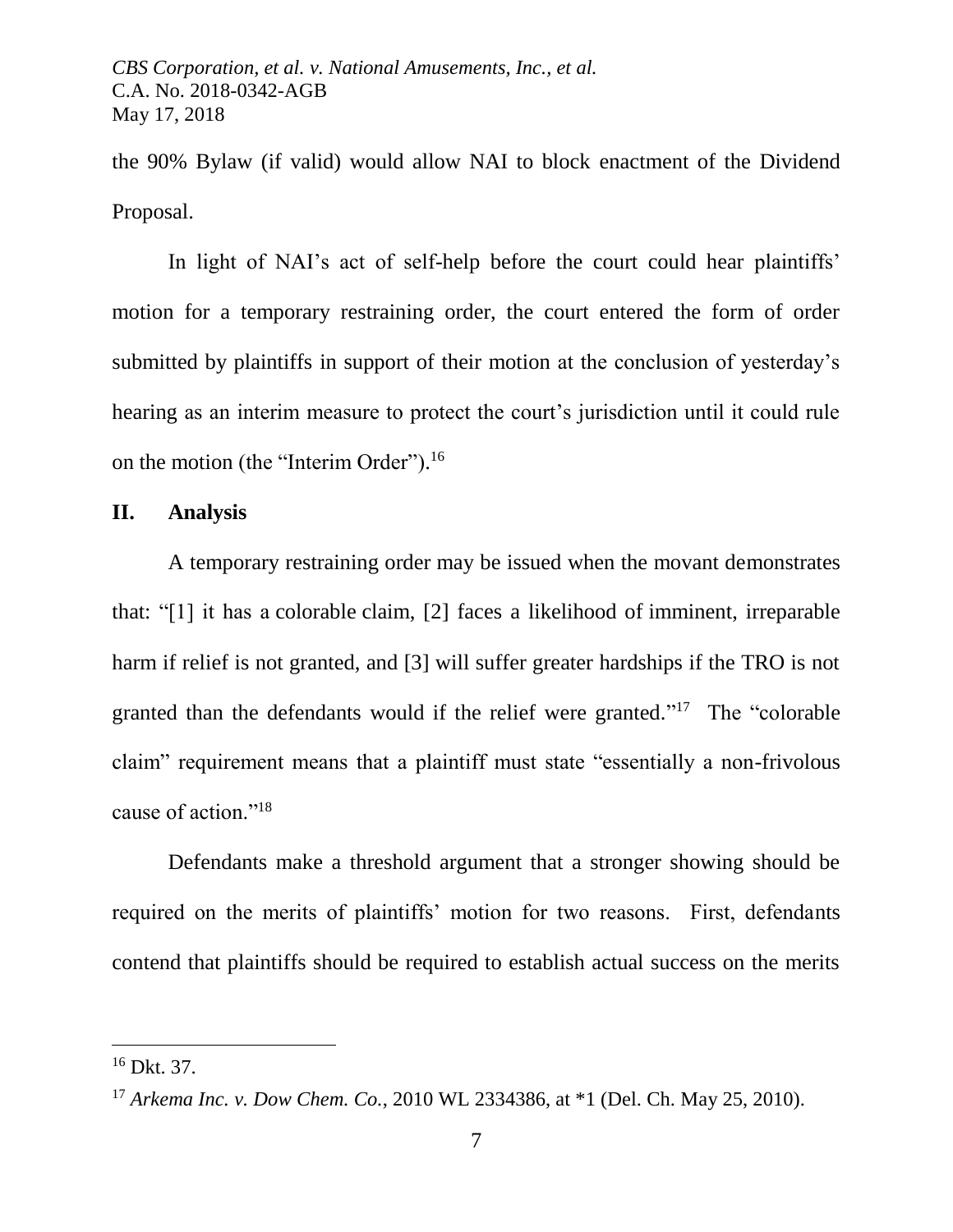the 90% Bylaw (if valid) would allow NAI to block enactment of the Dividend Proposal.

In light of NAI's act of self-help before the court could hear plaintiffs' motion for a temporary restraining order, the court entered the form of order submitted by plaintiffs in support of their motion at the conclusion of yesterday's hearing as an interim measure to protect the court's jurisdiction until it could rule on the motion (the "Interim Order").[16]

## II. Analysis

A temporary restraining order may be issued when the movant demonstrates that: "[1] it has a colorable claim, [2] faces a likelihood of imminent, irreparable harm if relief is not granted, and [3] will suffer greater hardships if the TRO is not granted than the defendants would if the relief were granted."[17] The "colorable claim" requirement means that a plaintiff must state "essentially a non-frivolous cause of action."[18]

Defendants make a threshold argument that a stronger showing should be required on the merits of plaintiffs' motion for two reasons. First, defendants contend that plaintiffs should be required to establish actual success on the merits

---

[16] Dkt. 37.

[17] *Arkema Inc. v. Dow Chem. Co.*, 2010 WL 2334386, at *1 (Del. Ch. May 25, 2010).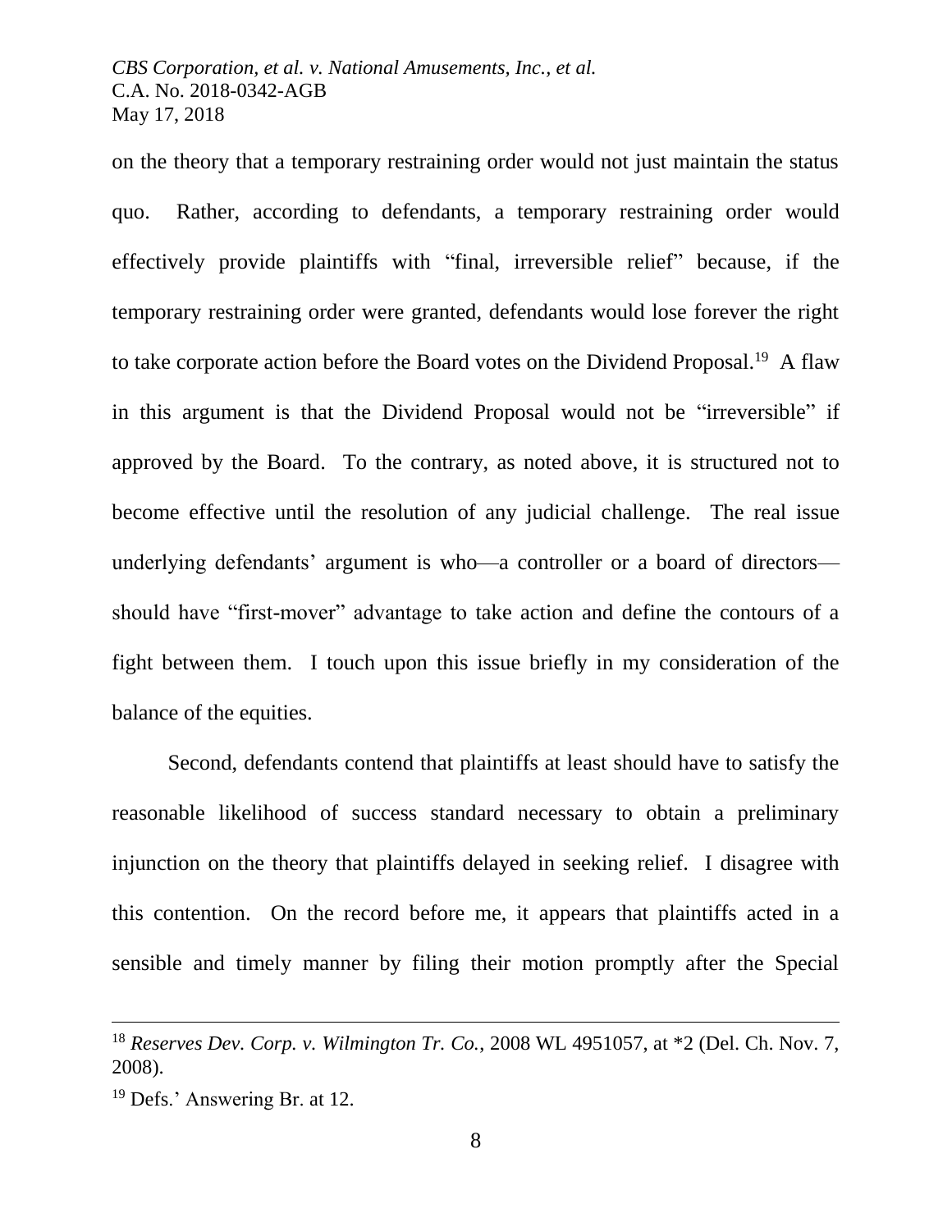on the theory that a temporary restraining order would not just maintain the status quo. Rather, according to defendants, a temporary restraining order would effectively provide plaintiffs with "final, irreversible relief" because, if the temporary restraining order were granted, defendants would lose forever the right to take corporate action before the Board votes on the Dividend Proposal.[19] A flaw in this argument is that the Dividend Proposal would not be "irreversible" if approved by the Board. To the contrary, as noted above, it is structured not to become effective until the resolution of any judicial challenge. The real issue underlying defendants' argument is who—a controller or a board of directors—should have "first-mover" advantage to take action and define the contours of a fight between them. I touch upon this issue briefly in my consideration of the balance of the equities.

Second, defendants contend that plaintiffs at least should have to satisfy the reasonable likelihood of success standard necessary to obtain a preliminary injunction on the theory that plaintiffs delayed in seeking relief. I disagree with this contention. On the record before me, it appears that plaintiffs acted in a sensible and timely manner by filing their motion promptly after the Special

---

[18] *Reserves Dev. Corp. v. Wilmington Tr. Co.*, 2008 WL 4951057, at *2 (Del. Ch. Nov. 7, 2008).

[19] Defs.' Answering Br. at 12.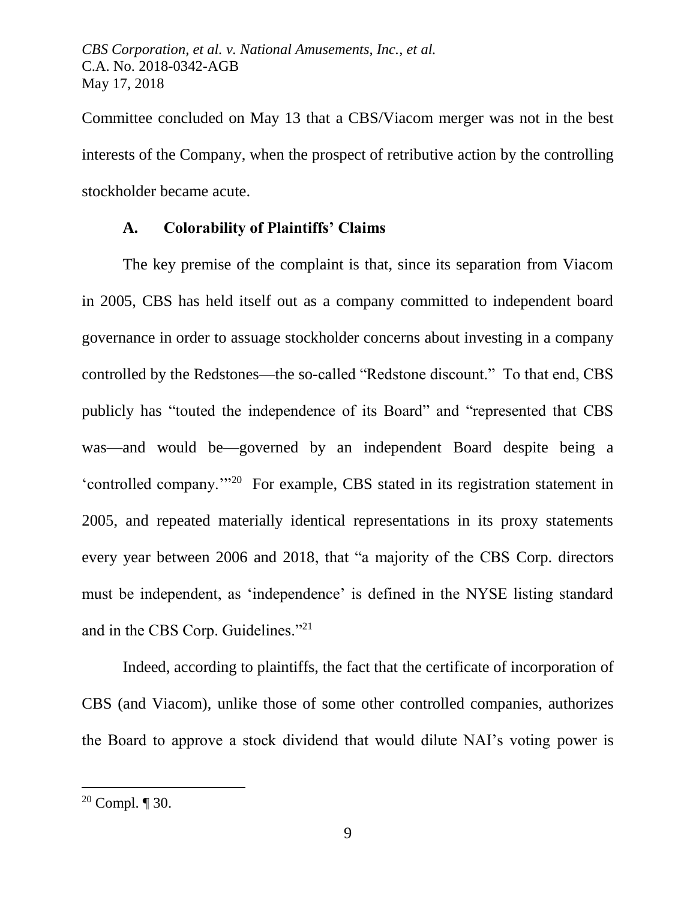Committee concluded on May 13 that a CBS/Viacom merger was not in the best interests of the Company, when the prospect of retributive action by the controlling stockholder became acute.

### A. Colorability of Plaintiffs' Claims

The key premise of the complaint is that, since its separation from Viacom in 2005, CBS has held itself out as a company committed to independent board governance in order to assuage stockholder concerns about investing in a company controlled by the Redstones—the so-called "Redstone discount." To that end, CBS publicly has "touted the independence of its Board" and "represented that CBS was—and would be—governed by an independent Board despite being a 'controlled company.'"[20] For example, CBS stated in its registration statement in 2005, and repeated materially identical representations in its proxy statements every year between 2006 and 2018, that "a majority of the CBS Corp. directors must be independent, as 'independence' is defined in the NYSE listing standard and in the CBS Corp. Guidelines."[21]

Indeed, according to plaintiffs, the fact that the certificate of incorporation of CBS (and Viacom), unlike those of some other controlled companies, authorizes the Board to approve a stock dividend that would dilute NAI's voting power is

---

[20] Compl. ¶ 30.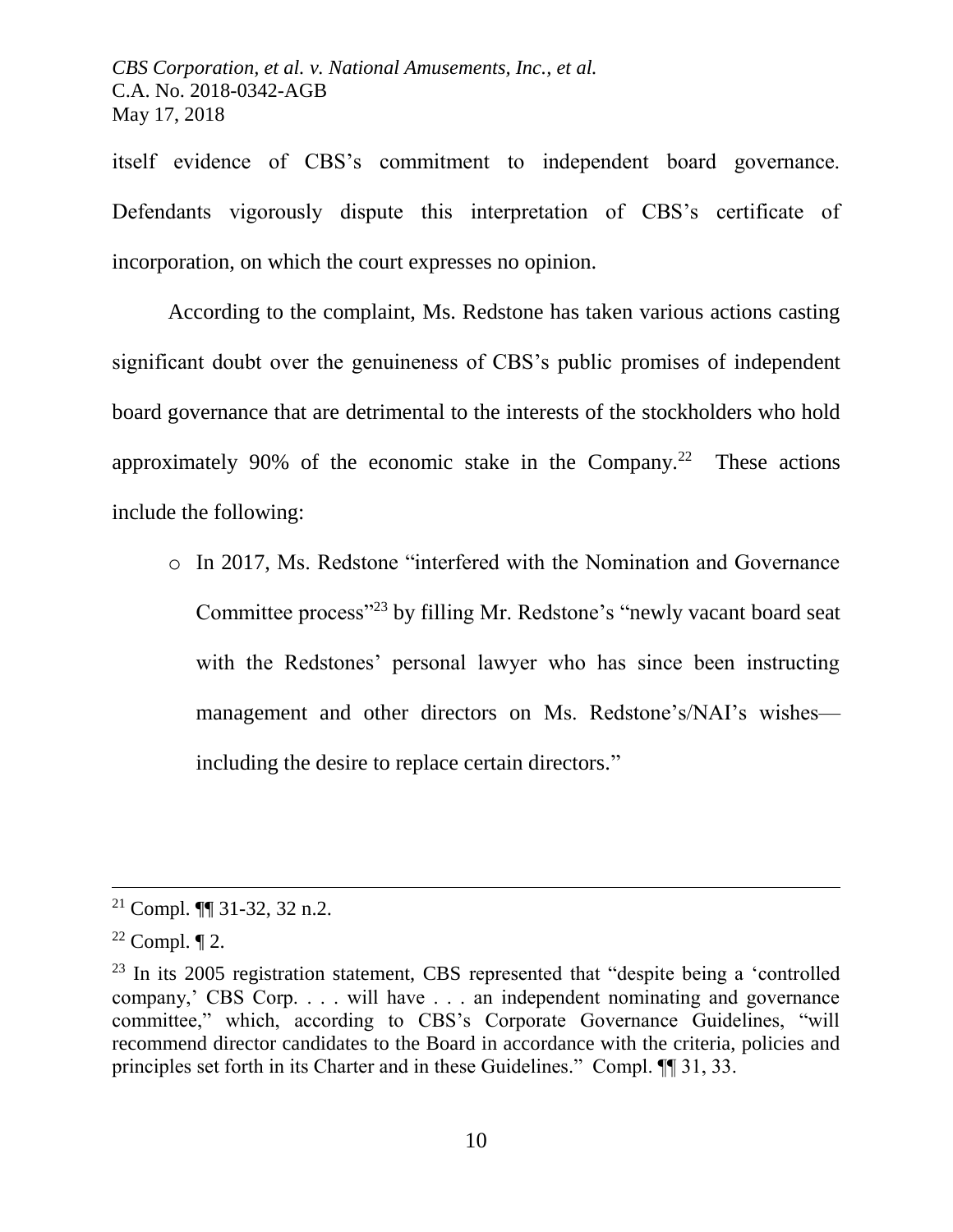itself evidence of CBS's commitment to independent board governance. Defendants vigorously dispute this interpretation of CBS's certificate of incorporation, on which the court expresses no opinion.

According to the complaint, Ms. Redstone has taken various actions casting significant doubt over the genuineness of CBS's public promises of independent board governance that are detrimental to the interests of the stockholders who hold approximately 90% of the economic stake in the Company.[22] These actions include the following:

- In 2017, Ms. Redstone "interfered with the Nomination and Governance Committee process"[23] by filling Mr. Redstone's "newly vacant board seat with the Redstones' personal lawyer who has since been instructing management and other directors on Ms. Redstone's/NAI's wishes—including the desire to replace certain directors."

---

[21] Compl. ¶¶ 31-32, 32 n.2.

[22] Compl. ¶ 2.

[23] In its 2005 registration statement, CBS represented that "despite being a 'controlled company,' CBS Corp. . . . will have . . . an independent nominating and governance committee," which, according to CBS's Corporate Governance Guidelines, "will recommend director candidates to the Board in accordance with the criteria, policies and principles set forth in its Charter and in these Guidelines." Compl. ¶¶ 31, 33.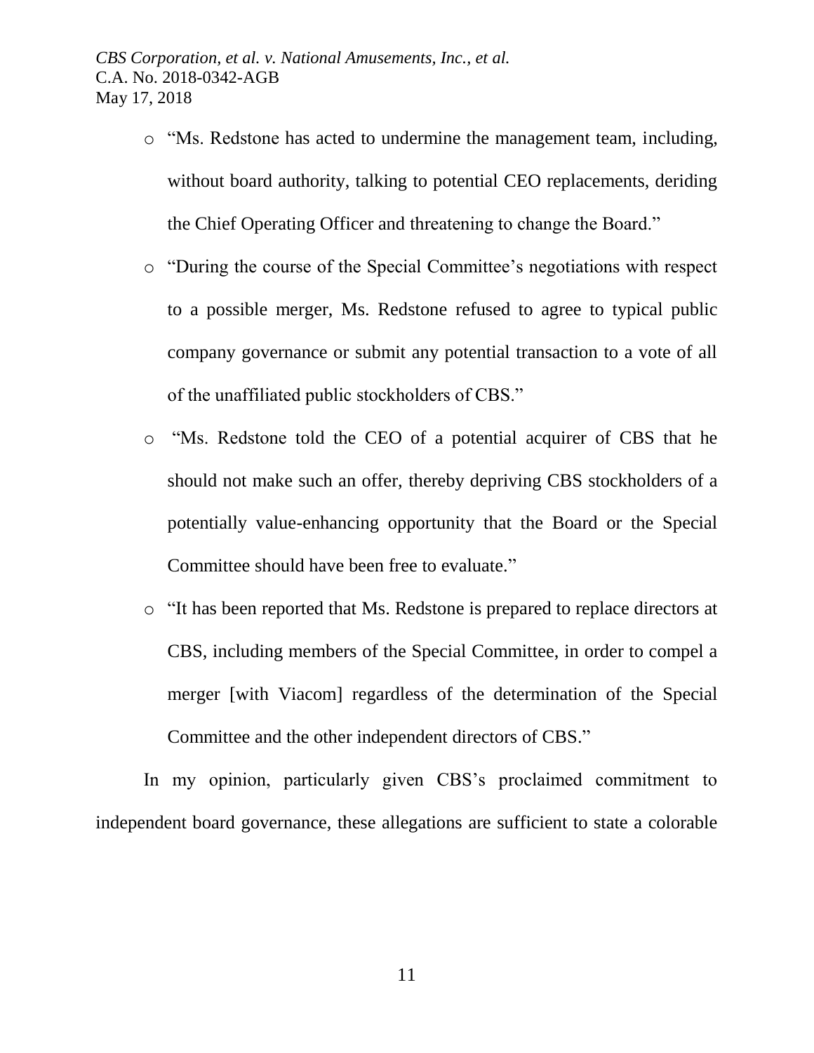- "Ms. Redstone has acted to undermine the management team, including, without board authority, talking to potential CEO replacements, deriding the Chief Operating Officer and threatening to change the Board."
- "During the course of the Special Committee's negotiations with respect to a possible merger, Ms. Redstone refused to agree to typical public company governance or submit any potential transaction to a vote of all of the unaffiliated public stockholders of CBS."
- "Ms. Redstone told the CEO of a potential acquirer of CBS that he should not make such an offer, thereby depriving CBS stockholders of a potentially value-enhancing opportunity that the Board or the Special Committee should have been free to evaluate."
- "It has been reported that Ms. Redstone is prepared to replace directors at CBS, including members of the Special Committee, in order to compel a merger [with Viacom] regardless of the determination of the Special Committee and the other independent directors of CBS."

In my opinion, particularly given CBS's proclaimed commitment to independent board governance, these allegations are sufficient to state a colorable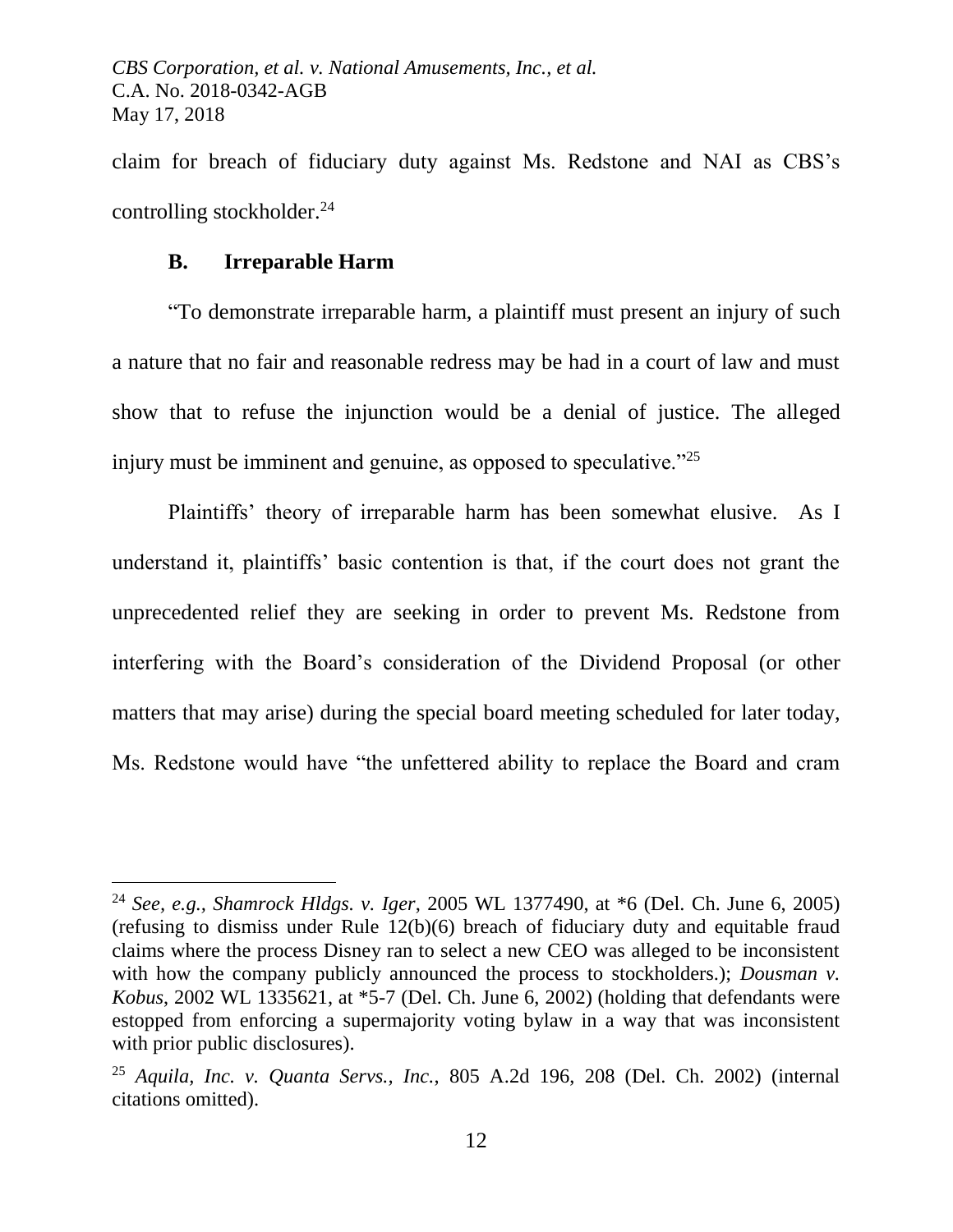claim for breach of fiduciary duty against Ms. Redstone and NAI as CBS's controlling stockholder.[24]

### B. Irreparable Harm

"To demonstrate irreparable harm, a plaintiff must present an injury of such a nature that no fair and reasonable redress may be had in a court of law and must show that to refuse the injunction would be a denial of justice. The alleged injury must be imminent and genuine, as opposed to speculative."[25]

Plaintiffs' theory of irreparable harm has been somewhat elusive. As I understand it, plaintiffs' basic contention is that, if the court does not grant the unprecedented relief they are seeking in order to prevent Ms. Redstone from interfering with the Board's consideration of the Dividend Proposal (or other matters that may arise) during the special board meeting scheduled for later today, Ms. Redstone would have "the unfettered ability to replace the Board and cram

---

[24] *See, e.g.*, *Shamrock Hldgs. v. Iger*, 2005 WL 1377490, at *6 (Del. Ch. June 6, 2005) (refusing to dismiss under Rule 12(b)(6) breach of fiduciary duty and equitable fraud claims where the process Disney ran to select a new CEO was alleged to be inconsistent with how the company publicly announced the process to stockholders.); *Dousman v. Kobus*, 2002 WL 1335621, at *5-7 (Del. Ch. June 6, 2002) (holding that defendants were estopped from enforcing a supermajority voting bylaw in a way that was inconsistent with prior public disclosures).

[25] *Aquila, Inc. v. Quanta Servs., Inc.*, 805 A.2d 196, 208 (Del. Ch. 2002) (internal citations omitted).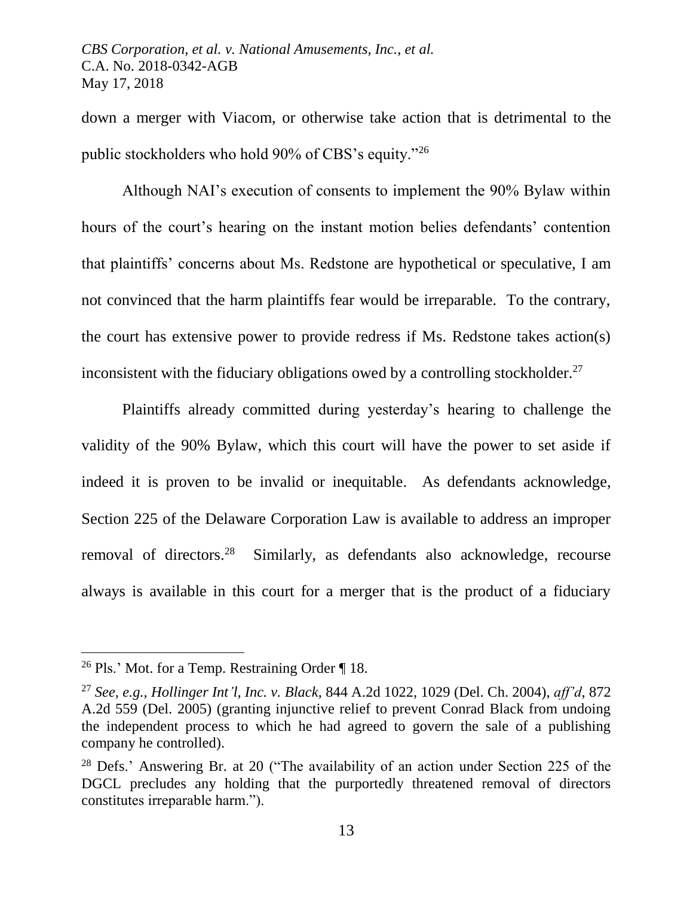down a merger with Viacom, or otherwise take action that is detrimental to the public stockholders who hold 90% of CBS's equity."[26]

Although NAI's execution of consents to implement the 90% Bylaw within hours of the court's hearing on the instant motion belies defendants' contention that plaintiffs' concerns about Ms. Redstone are hypothetical or speculative, I am not convinced that the harm plaintiffs fear would be irreparable. To the contrary, the court has extensive power to provide redress if Ms. Redstone takes action(s) inconsistent with the fiduciary obligations owed by a controlling stockholder.[27]

Plaintiffs already committed during yesterday's hearing to challenge the validity of the 90% Bylaw, which this court will have the power to set aside if indeed it is proven to be invalid or inequitable. As defendants acknowledge, Section 225 of the Delaware Corporation Law is available to address an improper removal of directors.[28] Similarly, as defendants also acknowledge, recourse always is available in this court for a merger that is the product of a fiduciary

---

[26] Pls.' Mot. for a Temp. Restraining Order ¶ 18.

[27] *See, e.g.*, *Hollinger Int'l, Inc. v. Black*, 844 A.2d 1022, 1029 (Del. Ch. 2004), *aff'd*, 872 A.2d 559 (Del. 2005) (granting injunctive relief to prevent Conrad Black from undoing the independent process to which he had agreed to govern the sale of a publishing company he controlled).

[28] Defs.' Answering Br. at 20 ("The availability of an action under Section 225 of the DGCL precludes any holding that the purportedly threatened removal of directors constitutes irreparable harm.").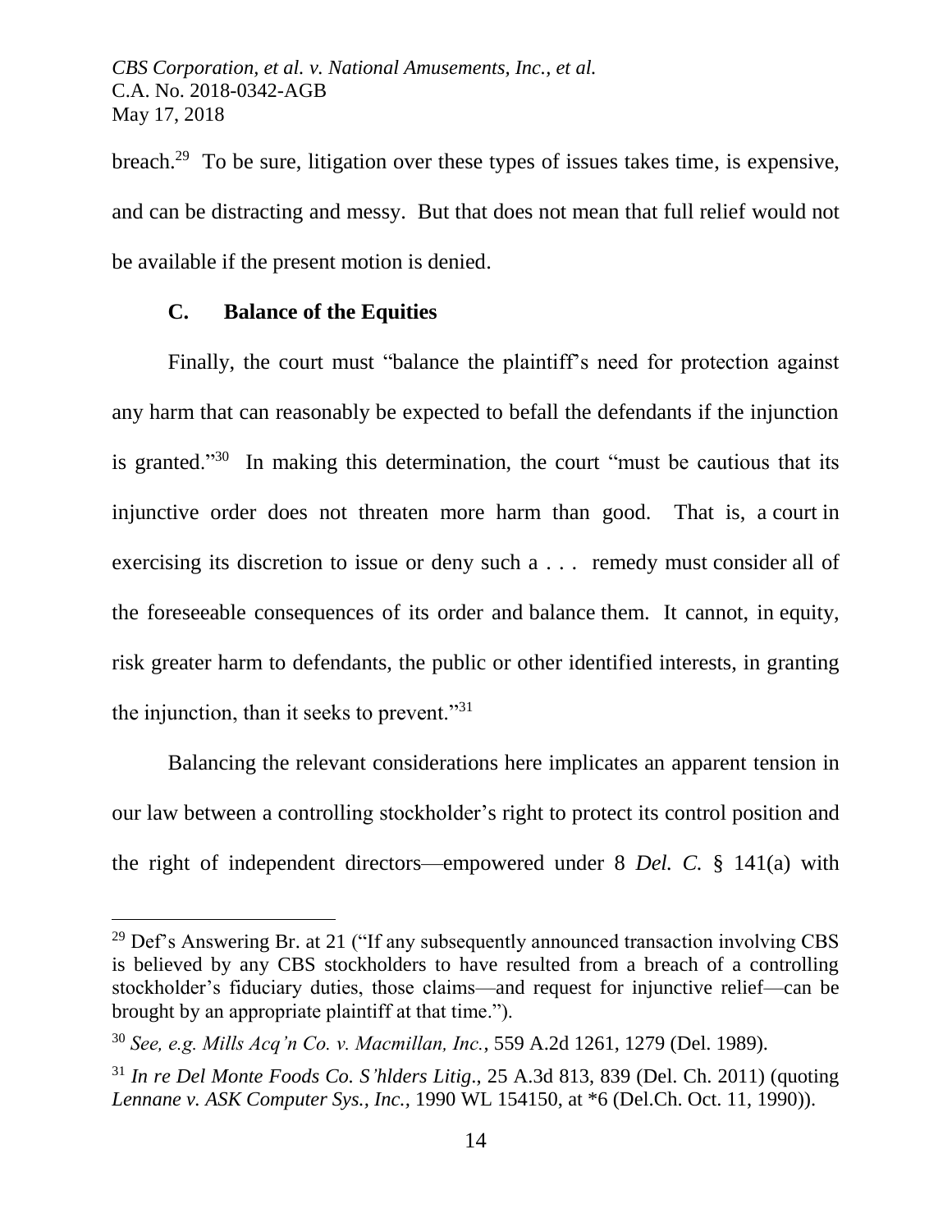breach.[29] To be sure, litigation over these types of issues takes time, is expensive, and can be distracting and messy. But that does not mean that full relief would not be available if the present motion is denied.

### C. Balance of the Equities

Finally, the court must "balance the plaintiff's need for protection against any harm that can reasonably be expected to befall the defendants if the injunction is granted."[30] In making this determination, the court "must be cautious that its injunctive order does not threaten more harm than good. That is, a court in exercising its discretion to issue or deny such a . . . remedy must consider all of the foreseeable consequences of its order and balance them. It cannot, in equity, risk greater harm to defendants, the public or other identified interests, in granting the injunction, than it seeks to prevent."[31]

Balancing the relevant considerations here implicates an apparent tension in our law between a controlling stockholder's right to protect its control position and the right of independent directors—empowered under 8 *Del. C.* § 141(a) with

---

[29] Def's Answering Br. at 21 ("If any subsequently announced transaction involving CBS is believed by any CBS stockholders to have resulted from a breach of a controlling stockholder's fiduciary duties, those claims—and request for injunctive relief—can be brought by an appropriate plaintiff at that time.").

[30] *See, e.g. Mills Acq'n Co. v. Macmillan, Inc.*, 559 A.2d 1261, 1279 (Del. 1989).

[31] *In re Del Monte Foods Co. S'hlders Litig.*, 25 A.3d 813, 839 (Del. Ch. 2011) (quoting *Lennane v. ASK Computer Sys., Inc.*, 1990 WL 154150, at *6 (Del.Ch. Oct. 11, 1990)).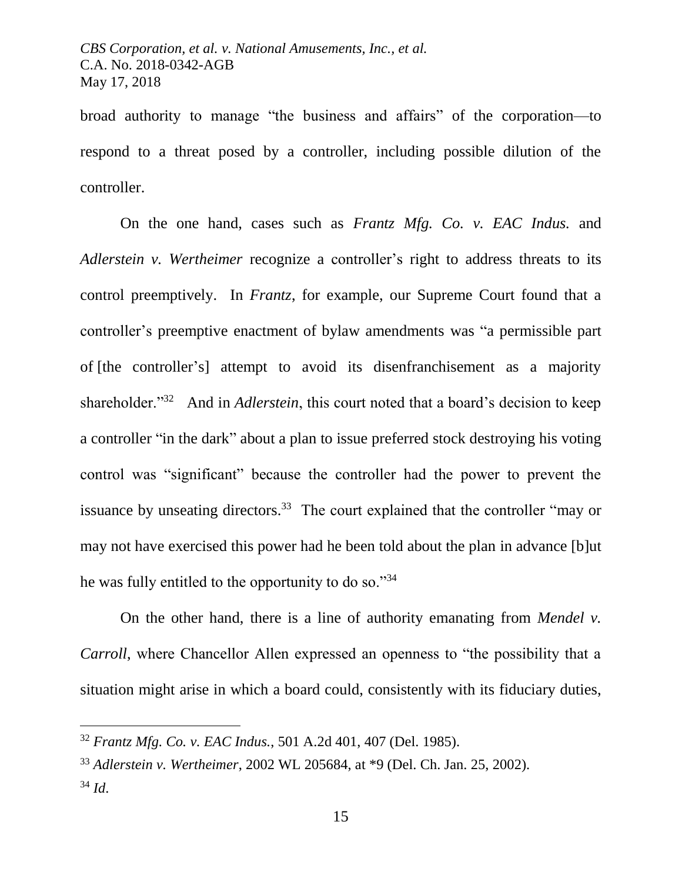broad authority to manage "the business and affairs" of the corporation—to respond to a threat posed by a controller, including possible dilution of the controller.

On the one hand, cases such as *Frantz Mfg. Co. v. EAC Indus.* and *Adlerstein v. Wertheimer* recognize a controller's right to address threats to its control preemptively. In *Frantz*, for example, our Supreme Court found that a controller's preemptive enactment of bylaw amendments was "a permissible part of [the controller's] attempt to avoid its disenfranchisement as a majority shareholder."[32] And in *Adlerstein*, this court noted that a board's decision to keep a controller "in the dark" about a plan to issue preferred stock destroying his voting control was "significant" because the controller had the power to prevent the issuance by unseating directors.[33] The court explained that the controller "may or may not have exercised this power had he been told about the plan in advance [b]ut he was fully entitled to the opportunity to do so."[34]

On the other hand, there is a line of authority emanating from *Mendel v. Carroll*, where Chancellor Allen expressed an openness to "the possibility that a situation might arise in which a board could, consistently with its fiduciary duties,

---

[32] *Frantz Mfg. Co. v. EAC Indus.*, 501 A.2d 401, 407 (Del. 1985).

[33] *Adlerstein v. Wertheimer*, 2002 WL 205684, at *9 (Del. Ch. Jan. 25, 2002).

[34] *Id*.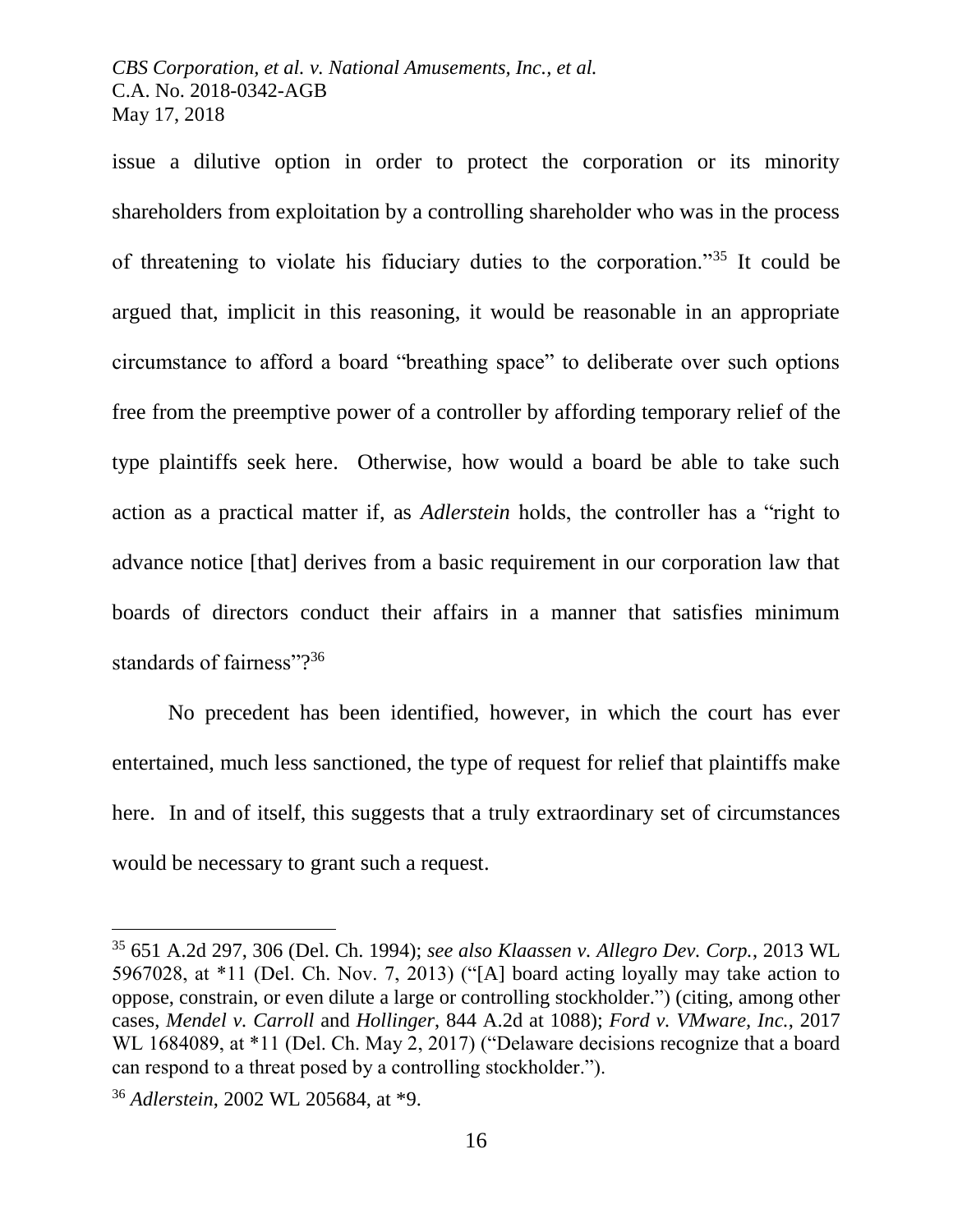issue a dilutive option in order to protect the corporation or its minority shareholders from exploitation by a controlling shareholder who was in the process of threatening to violate his fiduciary duties to the corporation."[35] It could be argued that, implicit in this reasoning, it would be reasonable in an appropriate circumstance to afford a board "breathing space" to deliberate over such options free from the preemptive power of a controller by affording temporary relief of the type plaintiffs seek here. Otherwise, how would a board be able to take such action as a practical matter if, as *Adlerstein* holds, the controller has a "right to advance notice [that] derives from a basic requirement in our corporation law that boards of directors conduct their affairs in a manner that satisfies minimum standards of fairness"?[36]

No precedent has been identified, however, in which the court has ever entertained, much less sanctioned, the type of request for relief that plaintiffs make here. In and of itself, this suggests that a truly extraordinary set of circumstances would be necessary to grant such a request.

---

[35] 651 A.2d 297, 306 (Del. Ch. 1994); *see also Klaassen v. Allegro Dev. Corp.*, 2013 WL 5967028, at *11 (Del. Ch. Nov. 7, 2013) ("[A] board acting loyally may take action to oppose, constrain, or even dilute a large or controlling stockholder.") (citing, among other cases, *Mendel v. Carroll* and *Hollinger*, 844 A.2d at 1088); *Ford v. VMware, Inc.*, 2017 WL 1684089, at *11 (Del. Ch. May 2, 2017) ("Delaware decisions recognize that a board can respond to a threat posed by a controlling stockholder.").

[36] *Adlerstein*, 2002 WL 205684, at *9.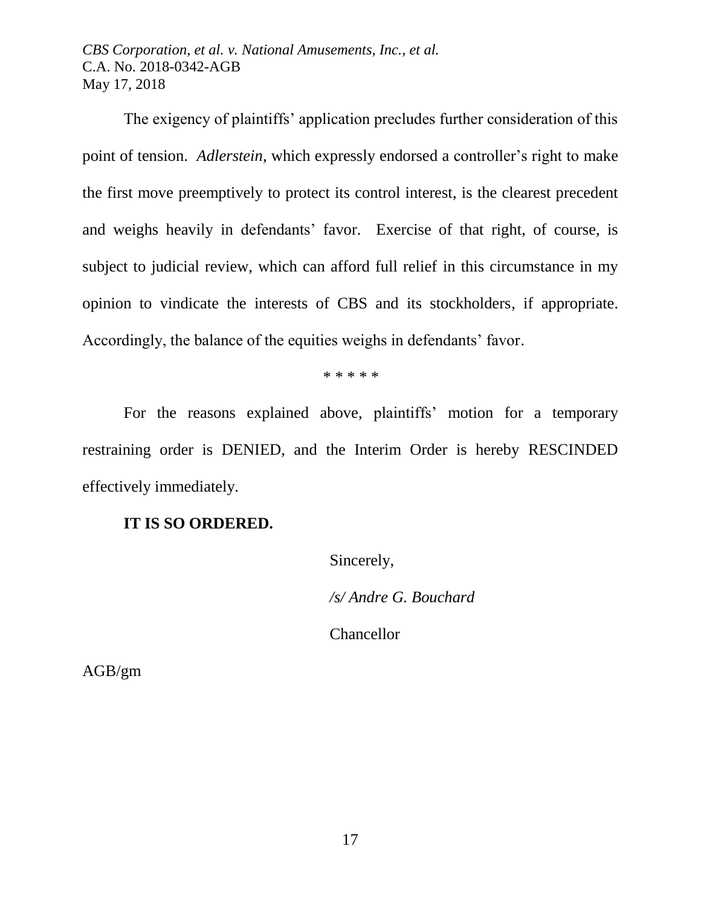The exigency of plaintiffs' application precludes further consideration of this point of tension. *Adlerstein*, which expressly endorsed a controller's right to make the first move preemptively to protect its control interest, is the clearest precedent and weighs heavily in defendants' favor. Exercise of that right, of course, is subject to judicial review, which can afford full relief in this circumstance in my opinion to vindicate the interests of CBS and its stockholders, if appropriate. Accordingly, the balance of the equities weighs in defendants' favor.

\* \* \* \* \*

For the reasons explained above, plaintiffs' motion for a temporary restraining order is DENIED, and the Interim Order is hereby RESCINDED effectively immediately.

**IT IS SO ORDERED.**

Sincerely,

*/s/ Andre G. Bouchard*

Chancellor

AGB/gm